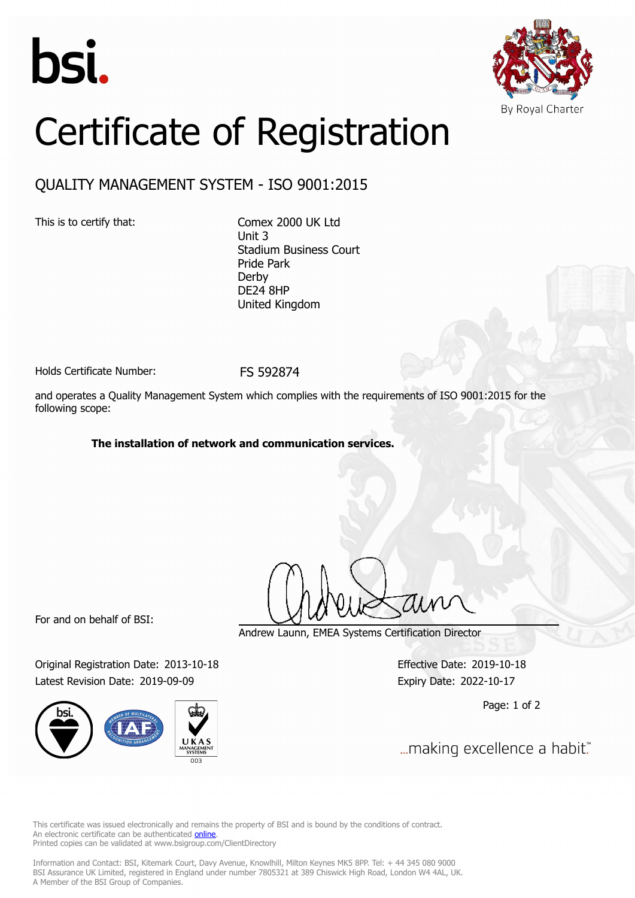bsi.

By Royal Charter

# Certificate of Registration

## QUALITY MANAGEMENT SYSTEM - ISO 9001:2015

This is to certify that:

Comex 2000 UK Ltd
Unit 3
Stadium Business Court
Pride Park
Derby
DE24 8HP
United Kingdom

Holds Certificate Number: FS 592874

and operates a Quality Management System which complies with the requirements of ISO 9001:2015 for the following scope:

**The installation of network and communication services.**

For and on behalf of BSI:

Andrew Launn, EMEA Systems Certification Director

Original Registration Date: 2013-10-18

Latest Revision Date: 2019-09-09

Effective Date: 2019-10-18

Expiry Date: 2022-10-17

...making excellence a habit.™

This certificate was issued electronically and remains the property of BSI and is bound by the conditions of contract.
An electronic certificate can be authenticated online.
Printed copies can be validated at www.bsigroup.com/ClientDirectory

Information and Contact: BSI, Kitemark Court, Davy Avenue, Knowlhill, Milton Keynes MK5 8PP. Tel: + 44 345 080 9000
BSI Assurance UK Limited, registered in England under number 7805321 at 389 Chiswick High Road, London W4 4AL, UK.
A Member of the BSI Group of Companies.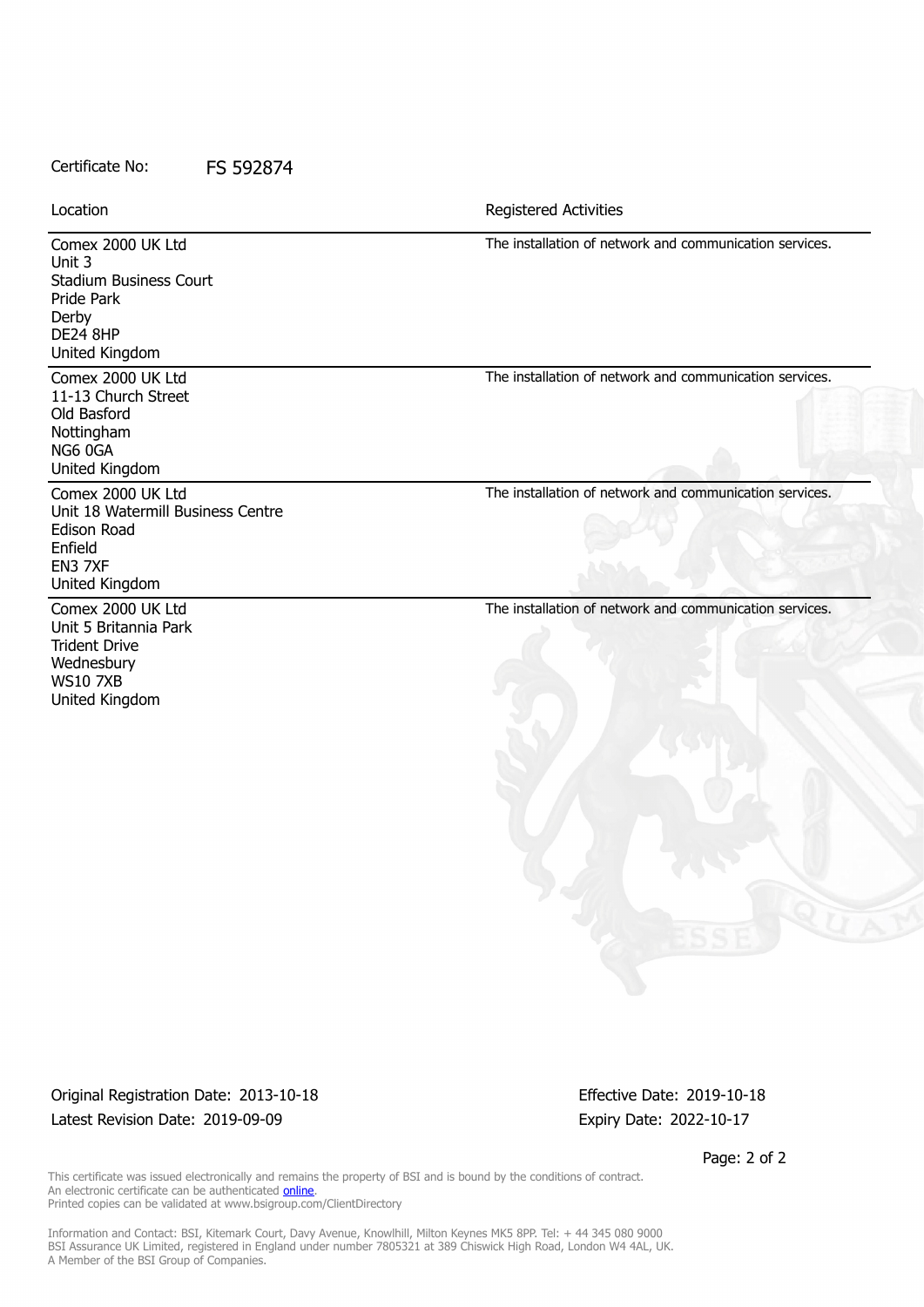Certificate No: FS 592874

| Location | Registered Activities |
| --- | --- |
| Comex 2000 UK Ltd<br>Unit 3<br>Stadium Business Court<br>Pride Park<br>Derby<br>DE24 8HP<br>United Kingdom | The installation of network and communication services. |
| Comex 2000 UK Ltd<br>11-13 Church Street<br>Old Basford<br>Nottingham<br>NG6 0GA<br>United Kingdom | The installation of network and communication services. |
| Comex 2000 UK Ltd<br>Unit 18 Watermill Business Centre<br>Edison Road<br>Enfield<br>EN3 7XF<br>United Kingdom | The installation of network and communication services. |
| Comex 2000 UK Ltd<br>Unit 5 Britannia Park<br>Trident Drive<br>Wednesbury<br>WS10 7XB<br>United Kingdom | The installation of network and communication services. |

Original Registration Date: 2013-10-18

Latest Revision Date: 2019-09-09

Effective Date: 2019-10-18

Expiry Date: 2022-10-17

This certificate was issued electronically and remains the property of BSI and is bound by the conditions of contract.
An electronic certificate can be authenticated online.
Printed copies can be validated at www.bsigroup.com/ClientDirectory

Information and Contact: BSI, Kitemark Court, Davy Avenue, Knowlhill, Milton Keynes MK5 8PP. Tel: + 44 345 080 9000
BSI Assurance UK Limited, registered in England under number 7805321 at 389 Chiswick High Road, London W4 4AL, UK.
A Member of the BSI Group of Companies.